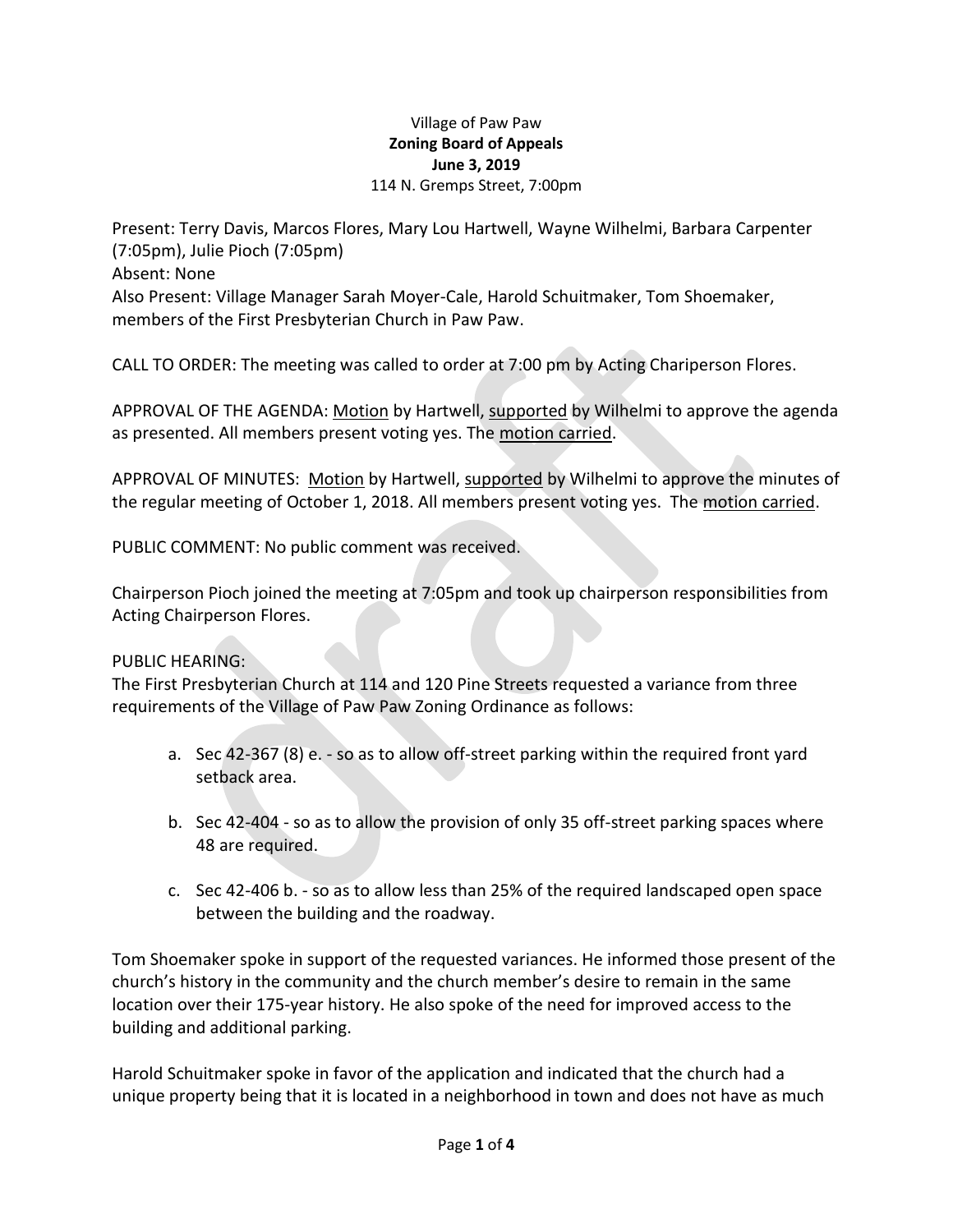Village of Paw Paw
**Zoning Board of Appeals**
**June 3, 2019**
114 N. Gremps Street, 7:00pm

Present: Terry Davis, Marcos Flores, Mary Lou Hartwell, Wayne Wilhelmi, Barbara Carpenter (7:05pm), Julie Pioch (7:05pm)
Absent: None
Also Present: Village Manager Sarah Moyer-Cale, Harold Schuitmaker, Tom Shoemaker, members of the First Presbyterian Church in Paw Paw.

CALL TO ORDER: The meeting was called to order at 7:00 pm by Acting Chariperson Flores.

APPROVAL OF THE AGENDA: <u>Motion</u> by Hartwell, <u>supported</u> by Wilhelmi to approve the agenda as presented. All members present voting yes. The <u>motion carried</u>.

APPROVAL OF MINUTES: <u>Motion</u> by Hartwell, <u>supported</u> by Wilhelmi to approve the minutes of the regular meeting of October 1, 2018. All members present voting yes. The <u>motion carried</u>.

PUBLIC COMMENT: No public comment was received.

Chairperson Pioch joined the meeting at 7:05pm and took up chairperson responsibilities from Acting Chairperson Flores.

PUBLIC HEARING:
The First Presbyterian Church at 114 and 120 Pine Streets requested a variance from three requirements of the Village of Paw Paw Zoning Ordinance as follows:

a. Sec 42-367 (8) e. - so as to allow off-street parking within the required front yard setback area.

b. Sec 42-404 - so as to allow the provision of only 35 off-street parking spaces where 48 are required.

c. Sec 42-406 b. - so as to allow less than 25% of the required landscaped open space between the building and the roadway.

Tom Shoemaker spoke in support of the requested variances. He informed those present of the church's history in the community and the church member's desire to remain in the same location over their 175-year history. He also spoke of the need for improved access to the building and additional parking.

Harold Schuitmaker spoke in favor of the application and indicated that the church had a unique property being that it is located in a neighborhood in town and does not have as much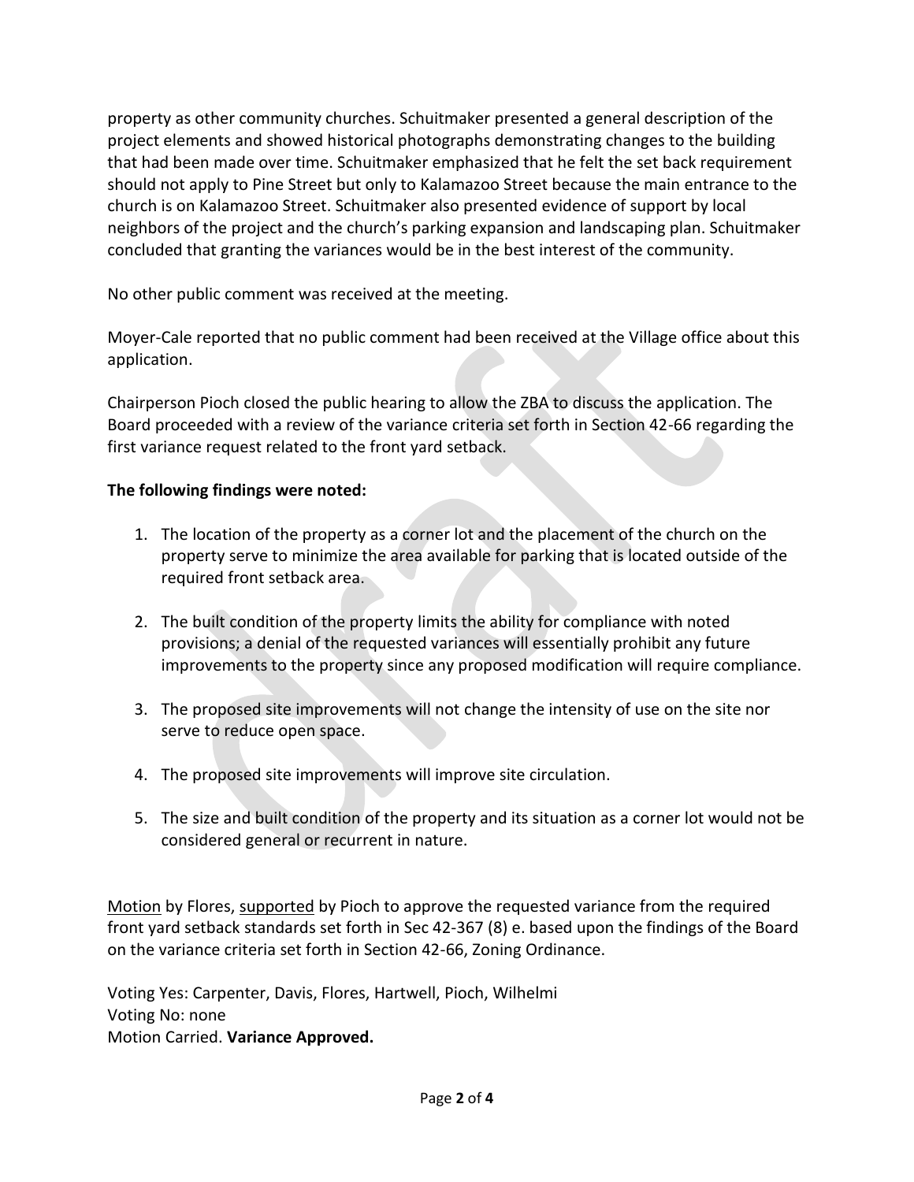property as other community churches. Schuitmaker presented a general description of the project elements and showed historical photographs demonstrating changes to the building that had been made over time. Schuitmaker emphasized that he felt the set back requirement should not apply to Pine Street but only to Kalamazoo Street because the main entrance to the church is on Kalamazoo Street. Schuitmaker also presented evidence of support by local neighbors of the project and the church's parking expansion and landscaping plan. Schuitmaker concluded that granting the variances would be in the best interest of the community.

No other public comment was received at the meeting.

Moyer-Cale reported that no public comment had been received at the Village office about this application.

Chairperson Pioch closed the public hearing to allow the ZBA to discuss the application. The Board proceeded with a review of the variance criteria set forth in Section 42-66 regarding the first variance request related to the front yard setback.

**The following findings were noted:**

1. The location of the property as a corner lot and the placement of the church on the property serve to minimize the area available for parking that is located outside of the required front setback area.

2. The built condition of the property limits the ability for compliance with noted provisions; a denial of the requested variances will essentially prohibit any future improvements to the property since any proposed modification will require compliance.

3. The proposed site improvements will not change the intensity of use on the site nor serve to reduce open space.

4. The proposed site improvements will improve site circulation.

5. The size and built condition of the property and its situation as a corner lot would not be considered general or recurrent in nature.

Motion by Flores, supported by Pioch to approve the requested variance from the required front yard setback standards set forth in Sec 42-367 (8) e. based upon the findings of the Board on the variance criteria set forth in Section 42-66, Zoning Ordinance.

Voting Yes: Carpenter, Davis, Flores, Hartwell, Pioch, Wilhelmi
Voting No: none
Motion Carried. **Variance Approved.**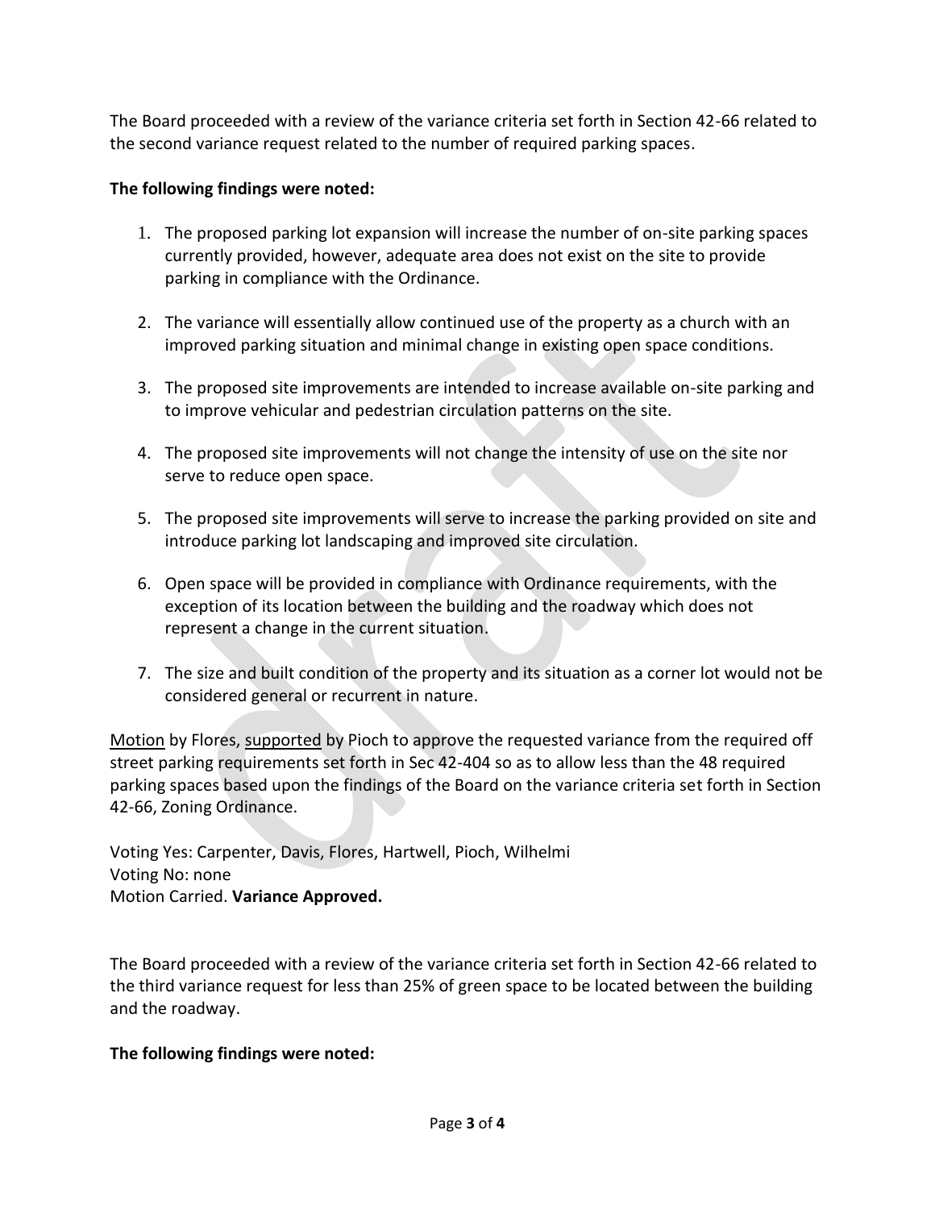The Board proceeded with a review of the variance criteria set forth in Section 42-66 related to the second variance request related to the number of required parking spaces.

**The following findings were noted:**

1. The proposed parking lot expansion will increase the number of on-site parking spaces currently provided, however, adequate area does not exist on the site to provide parking in compliance with the Ordinance.
2. The variance will essentially allow continued use of the property as a church with an improved parking situation and minimal change in existing open space conditions.
3. The proposed site improvements are intended to increase available on-site parking and to improve vehicular and pedestrian circulation patterns on the site.
4. The proposed site improvements will not change the intensity of use on the site nor serve to reduce open space.
5. The proposed site improvements will serve to increase the parking provided on site and introduce parking lot landscaping and improved site circulation.
6. Open space will be provided in compliance with Ordinance requirements, with the exception of its location between the building and the roadway which does not represent a change in the current situation.
7. The size and built condition of the property and its situation as a corner lot would not be considered general or recurrent in nature.

Motion by Flores, supported by Pioch to approve the requested variance from the required off street parking requirements set forth in Sec 42-404 so as to allow less than the 48 required parking spaces based upon the findings of the Board on the variance criteria set forth in Section 42-66, Zoning Ordinance.

Voting Yes: Carpenter, Davis, Flores, Hartwell, Pioch, Wilhelmi
Voting No: none
Motion Carried. **Variance Approved.**

The Board proceeded with a review of the variance criteria set forth in Section 42-66 related to the third variance request for less than 25% of green space to be located between the building and the roadway.

**The following findings were noted:**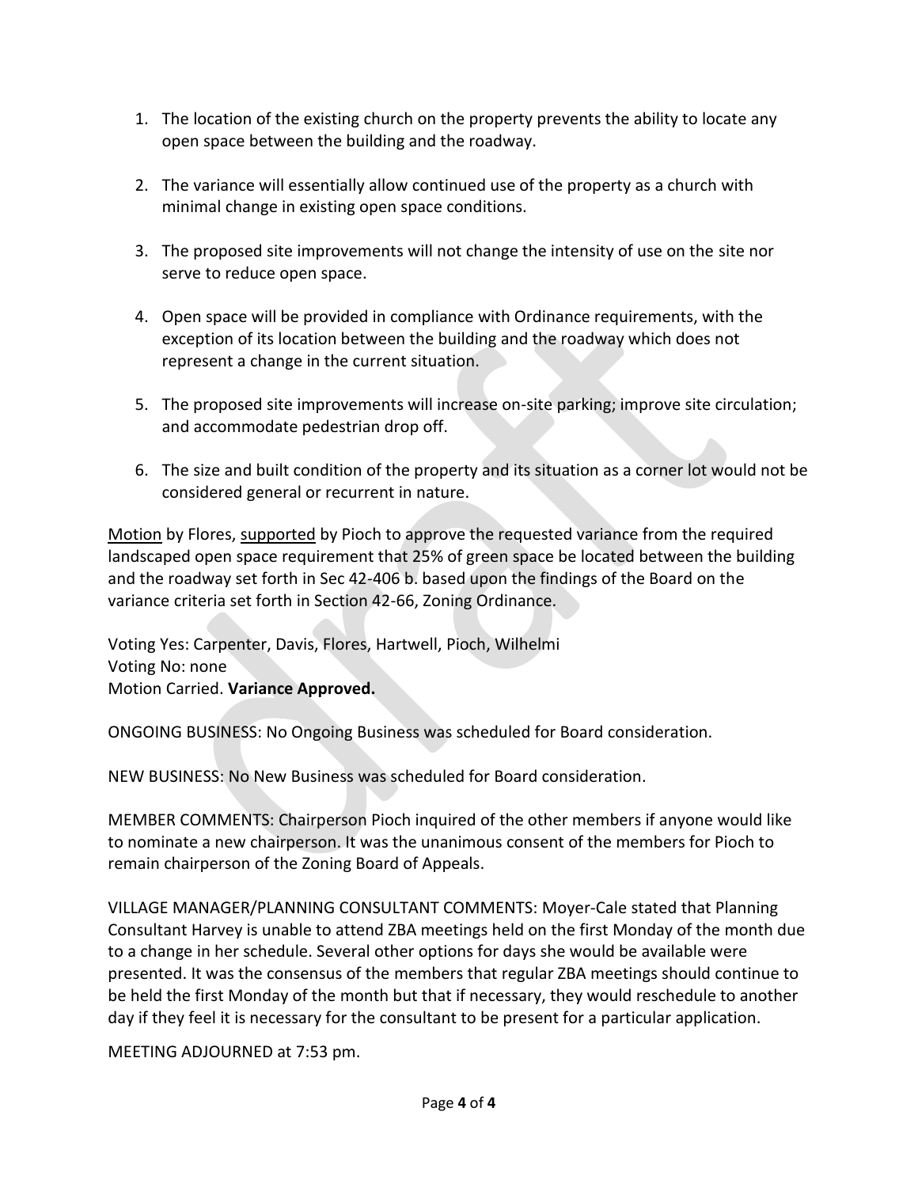1. The location of the existing church on the property prevents the ability to locate any open space between the building and the roadway.

2. The variance will essentially allow continued use of the property as a church with minimal change in existing open space conditions.

3. The proposed site improvements will not change the intensity of use on the site nor serve to reduce open space.

4. Open space will be provided in compliance with Ordinance requirements, with the exception of its location between the building and the roadway which does not represent a change in the current situation.

5. The proposed site improvements will increase on-site parking; improve site circulation; and accommodate pedestrian drop off.

6. The size and built condition of the property and its situation as a corner lot would not be considered general or recurrent in nature.

Motion by Flores, supported by Pioch to approve the requested variance from the required landscaped open space requirement that 25% of green space be located between the building and the roadway set forth in Sec 42-406 b. based upon the findings of the Board on the variance criteria set forth in Section 42-66, Zoning Ordinance.

Voting Yes: Carpenter, Davis, Flores, Hartwell, Pioch, Wilhelmi
Voting No: none
Motion Carried. **Variance Approved.**

ONGOING BUSINESS: No Ongoing Business was scheduled for Board consideration.

NEW BUSINESS: No New Business was scheduled for Board consideration.

MEMBER COMMENTS: Chairperson Pioch inquired of the other members if anyone would like to nominate a new chairperson. It was the unanimous consent of the members for Pioch to remain chairperson of the Zoning Board of Appeals.

VILLAGE MANAGER/PLANNING CONSULTANT COMMENTS: Moyer-Cale stated that Planning Consultant Harvey is unable to attend ZBA meetings held on the first Monday of the month due to a change in her schedule. Several other options for days she would be available were presented. It was the consensus of the members that regular ZBA meetings should continue to be held the first Monday of the month but that if necessary, they would reschedule to another day if they feel it is necessary for the consultant to be present for a particular application.

MEETING ADJOURNED at 7:53 pm.